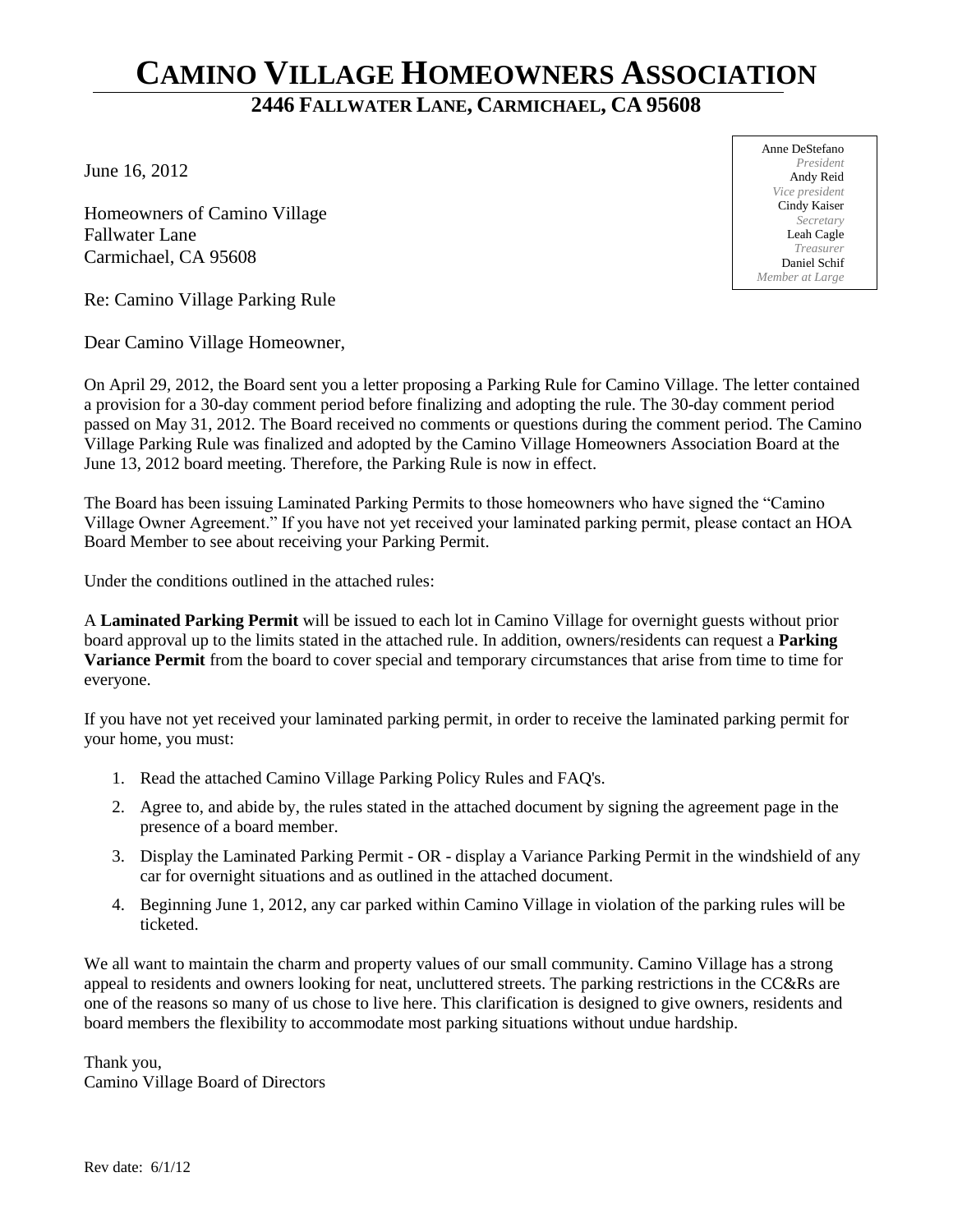# CAMINO VILLAGE HOMEOWNERS ASSOCIATION

## 2446 FALLWATER LANE, CARMICHAEL, CA 95608

Anne DeStefano
*President*
Andy Reid
*Vice president*
Cindy Kaiser
*Secretary*
Leah Cagle
*Treasurer*
Daniel Schif
*Member at Large*

June 16, 2012

Homeowners of Camino Village
Fallwater Lane
Carmichael, CA 95608

Re: Camino Village Parking Rule

Dear Camino Village Homeowner,

On April 29, 2012, the Board sent you a letter proposing a Parking Rule for Camino Village. The letter contained a provision for a 30-day comment period before finalizing and adopting the rule. The 30-day comment period passed on May 31, 2012. The Board received no comments or questions during the comment period. The Camino Village Parking Rule was finalized and adopted by the Camino Village Homeowners Association Board at the June 13, 2012 board meeting. Therefore, the Parking Rule is now in effect.

The Board has been issuing Laminated Parking Permits to those homeowners who have signed the "Camino Village Owner Agreement." If you have not yet received your laminated parking permit, please contact an HOA Board Member to see about receiving your Parking Permit.

Under the conditions outlined in the attached rules:

A **Laminated Parking Permit** will be issued to each lot in Camino Village for overnight guests without prior board approval up to the limits stated in the attached rule. In addition, owners/residents can request a **Parking Variance Permit** from the board to cover special and temporary circumstances that arise from time to time for everyone.

If you have not yet received your laminated parking permit, in order to receive the laminated parking permit for your home, you must:

1. Read the attached Camino Village Parking Policy Rules and FAQ's.
2. Agree to, and abide by, the rules stated in the attached document by signing the agreement page in the presence of a board member.
3. Display the Laminated Parking Permit - OR - display a Variance Parking Permit in the windshield of any car for overnight situations and as outlined in the attached document.
4. Beginning June 1, 2012, any car parked within Camino Village in violation of the parking rules will be ticketed.

We all want to maintain the charm and property values of our small community. Camino Village has a strong appeal to residents and owners looking for neat, uncluttered streets. The parking restrictions in the CC&Rs are one of the reasons so many of us chose to live here. This clarification is designed to give owners, residents and board members the flexibility to accommodate most parking situations without undue hardship.

Thank you,
Camino Village Board of Directors

Rev date: 6/1/12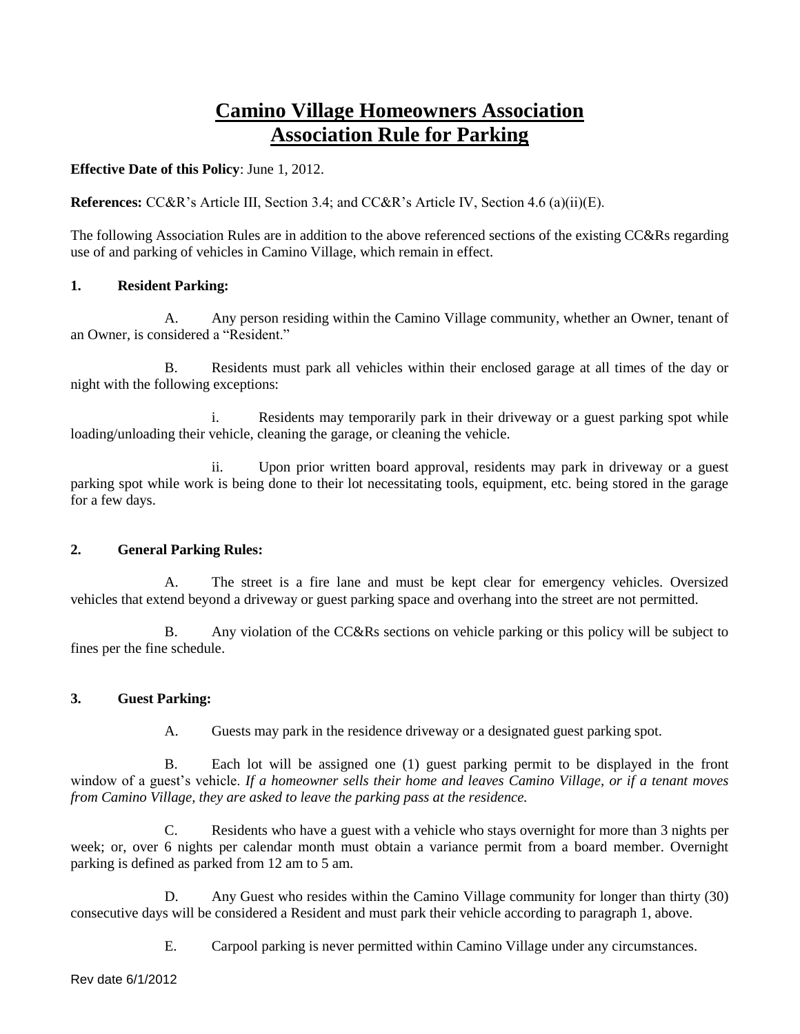# Camino Village Homeowners Association
# Association Rule for Parking

**Effective Date of this Policy**: June 1, 2012.

**References:** CC&R's Article III, Section 3.4; and CC&R's Article IV, Section 4.6 (a)(ii)(E).

The following Association Rules are in addition to the above referenced sections of the existing CC&Rs regarding use of and parking of vehicles in Camino Village, which remain in effect.

**1. Resident Parking:**

A. Any person residing within the Camino Village community, whether an Owner, tenant of an Owner, is considered a "Resident."

B. Residents must park all vehicles within their enclosed garage at all times of the day or night with the following exceptions:

i. Residents may temporarily park in their driveway or a guest parking spot while loading/unloading their vehicle, cleaning the garage, or cleaning the vehicle.

ii. Upon prior written board approval, residents may park in driveway or a guest parking spot while work is being done to their lot necessitating tools, equipment, etc. being stored in the garage for a few days.

**2. General Parking Rules:**

A. The street is a fire lane and must be kept clear for emergency vehicles. Oversized vehicles that extend beyond a driveway or guest parking space and overhang into the street are not permitted.

B. Any violation of the CC&Rs sections on vehicle parking or this policy will be subject to fines per the fine schedule.

**3. Guest Parking:**

A. Guests may park in the residence driveway or a designated guest parking spot.

B. Each lot will be assigned one (1) guest parking permit to be displayed in the front window of a guest's vehicle. *If a homeowner sells their home and leaves Camino Village, or if a tenant moves from Camino Village, they are asked to leave the parking pass at the residence.*

C. Residents who have a guest with a vehicle who stays overnight for more than 3 nights per week; or, over 6 nights per calendar month must obtain a variance permit from a board member. Overnight parking is defined as parked from 12 am to 5 am.

D. Any Guest who resides within the Camino Village community for longer than thirty (30) consecutive days will be considered a Resident and must park their vehicle according to paragraph 1, above.

E. Carpool parking is never permitted within Camino Village under any circumstances.

Rev date 6/1/2012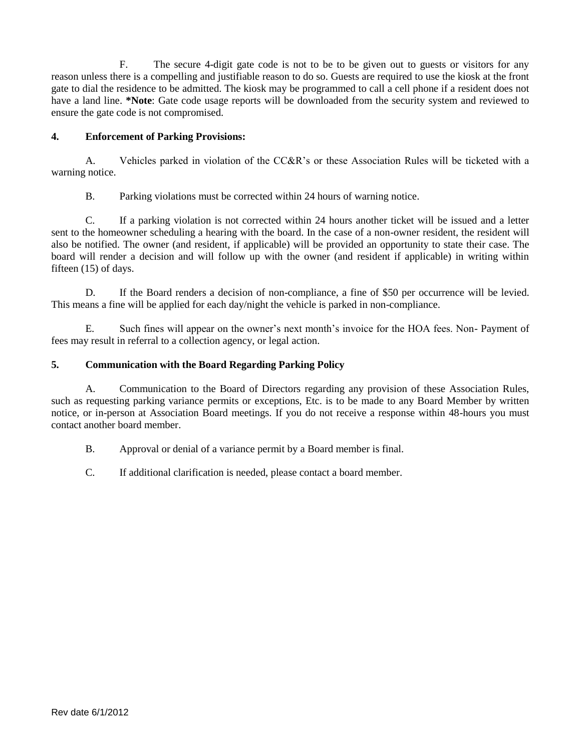F. The secure 4-digit gate code is not to be to be given out to guests or visitors for any reason unless there is a compelling and justifiable reason to do so. Guests are required to use the kiosk at the front gate to dial the residence to be admitted. The kiosk may be programmed to call a cell phone if a resident does not have a land line. ***Note**: Gate code usage reports will be downloaded from the security system and reviewed to ensure the gate code is not compromised.

**4. Enforcement of Parking Provisions:**

A. Vehicles parked in violation of the CC&R's or these Association Rules will be ticketed with a warning notice.

B. Parking violations must be corrected within 24 hours of warning notice.

C. If a parking violation is not corrected within 24 hours another ticket will be issued and a letter sent to the homeowner scheduling a hearing with the board. In the case of a non-owner resident, the resident will also be notified. The owner (and resident, if applicable) will be provided an opportunity to state their case. The board will render a decision and will follow up with the owner (and resident if applicable) in writing within fifteen (15) of days.

D. If the Board renders a decision of non-compliance, a fine of $50 per occurrence will be levied. This means a fine will be applied for each day/night the vehicle is parked in non-compliance.

E. Such fines will appear on the owner's next month's invoice for the HOA fees. Non- Payment of fees may result in referral to a collection agency, or legal action.

**5. Communication with the Board Regarding Parking Policy**

A. Communication to the Board of Directors regarding any provision of these Association Rules, such as requesting parking variance permits or exceptions, Etc. is to be made to any Board Member by written notice, or in-person at Association Board meetings. If you do not receive a response within 48-hours you must contact another board member.

B. Approval or denial of a variance permit by a Board member is final.

C. If additional clarification is needed, please contact a board member.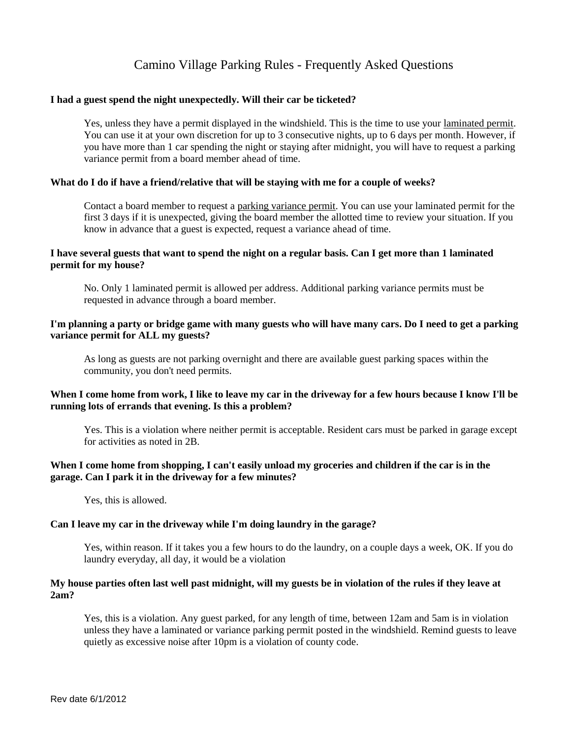# Camino Village Parking Rules - Frequently Asked Questions

**I had a guest spend the night unexpectedly. Will their car be ticketed?**

Yes, unless they have a permit displayed in the windshield. This is the time to use your laminated permit. You can use it at your own discretion for up to 3 consecutive nights, up to 6 days per month. However, if you have more than 1 car spending the night or staying after midnight, you will have to request a parking variance permit from a board member ahead of time.

**What do I do if have a friend/relative that will be staying with me for a couple of weeks?**

Contact a board member to request a parking variance permit. You can use your laminated permit for the first 3 days if it is unexpected, giving the board member the allotted time to review your situation. If you know in advance that a guest is expected, request a variance ahead of time.

**I have several guests that want to spend the night on a regular basis. Can I get more than 1 laminated permit for my house?**

No. Only 1 laminated permit is allowed per address. Additional parking variance permits must be requested in advance through a board member.

**I'm planning a party or bridge game with many guests who will have many cars. Do I need to get a parking variance permit for ALL my guests?**

As long as guests are not parking overnight and there are available guest parking spaces within the community, you don't need permits.

**When I come home from work, I like to leave my car in the driveway for a few hours because I know I'll be running lots of errands that evening. Is this a problem?**

Yes. This is a violation where neither permit is acceptable. Resident cars must be parked in garage except for activities as noted in 2B.

**When I come home from shopping, I can't easily unload my groceries and children if the car is in the garage. Can I park it in the driveway for a few minutes?**

Yes, this is allowed.

**Can I leave my car in the driveway while I'm doing laundry in the garage?**

Yes, within reason. If it takes you a few hours to do the laundry, on a couple days a week, OK. If you do laundry everyday, all day, it would be a violation

**My house parties often last well past midnight, will my guests be in violation of the rules if they leave at 2am?**

Yes, this is a violation. Any guest parked, for any length of time, between 12am and 5am is in violation unless they have a laminated or variance parking permit posted in the windshield. Remind guests to leave quietly as excessive noise after 10pm is a violation of county code.

Rev date 6/1/2012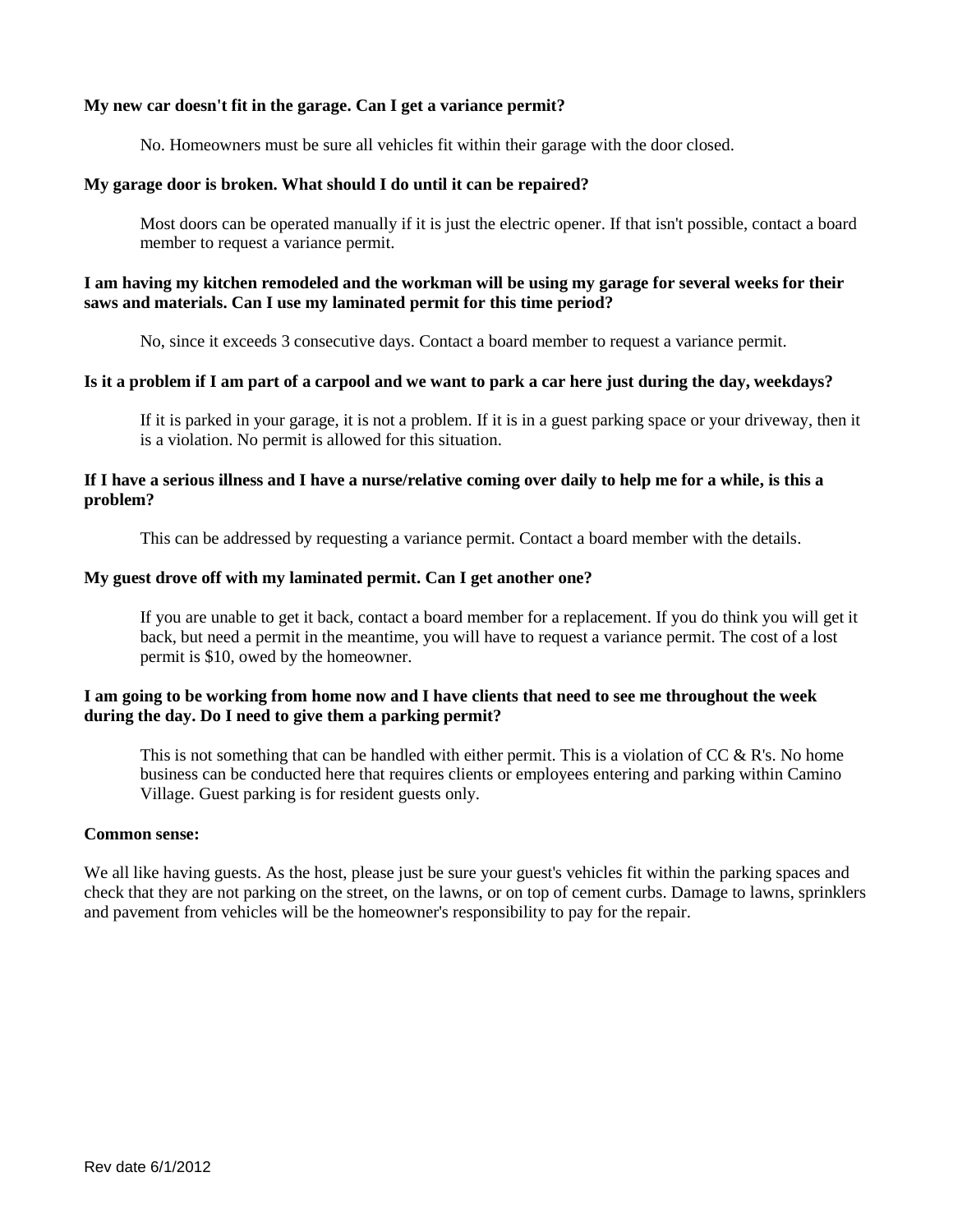**My new car doesn't fit in the garage. Can I get a variance permit?**

No. Homeowners must be sure all vehicles fit within their garage with the door closed.

**My garage door is broken. What should I do until it can be repaired?**

Most doors can be operated manually if it is just the electric opener. If that isn't possible, contact a board member to request a variance permit.

**I am having my kitchen remodeled and the workman will be using my garage for several weeks for their saws and materials. Can I use my laminated permit for this time period?**

No, since it exceeds 3 consecutive days. Contact a board member to request a variance permit.

**Is it a problem if I am part of a carpool and we want to park a car here just during the day, weekdays?**

If it is parked in your garage, it is not a problem. If it is in a guest parking space or your driveway, then it is a violation. No permit is allowed for this situation.

**If I have a serious illness and I have a nurse/relative coming over daily to help me for a while, is this a problem?**

This can be addressed by requesting a variance permit. Contact a board member with the details.

**My guest drove off with my laminated permit. Can I get another one?**

If you are unable to get it back, contact a board member for a replacement. If you do think you will get it back, but need a permit in the meantime, you will have to request a variance permit. The cost of a lost permit is $10, owed by the homeowner.

**I am going to be working from home now and I have clients that need to see me throughout the week during the day. Do I need to give them a parking permit?**

This is not something that can be handled with either permit. This is a violation of CC & R's. No home business can be conducted here that requires clients or employees entering and parking within Camino Village. Guest parking is for resident guests only.

**Common sense:**

We all like having guests. As the host, please just be sure your guest's vehicles fit within the parking spaces and check that they are not parking on the street, on the lawns, or on top of cement curbs. Damage to lawns, sprinklers and pavement from vehicles will be the homeowner's responsibility to pay for the repair.

Rev date 6/1/2012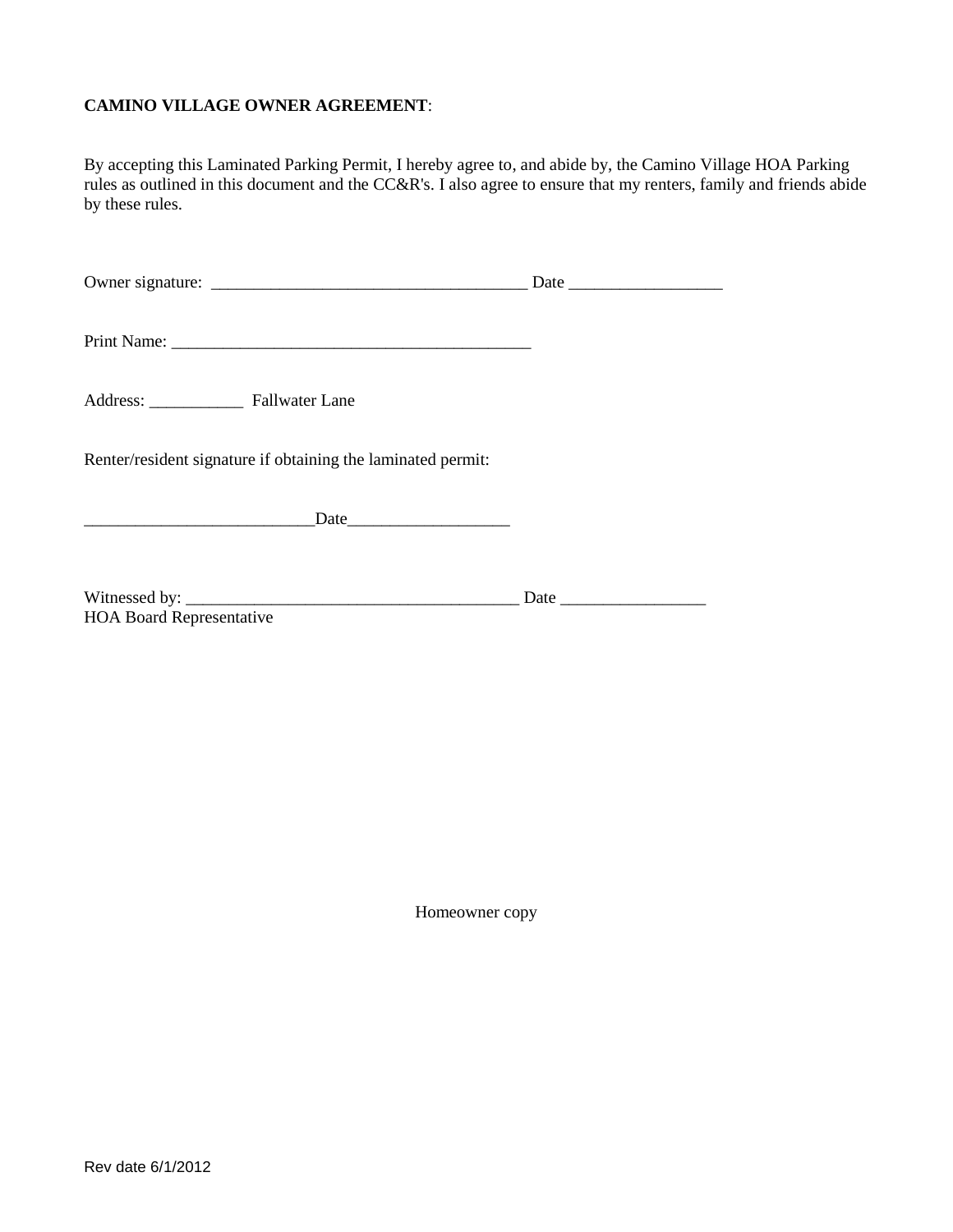**CAMINO VILLAGE OWNER AGREEMENT**:

By accepting this Laminated Parking Permit, I hereby agree to, and abide by, the Camino Village HOA Parking rules as outlined in this document and the CC&R's. I also agree to ensure that my renters, family and friends abide by these rules.

Owner signature: _____________________________________ Date __________________

Print Name: ___________________________________________

Address: ___________ Fallwater Lane

Renter/resident signature if obtaining the laminated permit:

___________________________Date___________________

Witnessed by: _______________________________________ Date _________________
HOA Board Representative

Homeowner copy

Rev date 6/1/2012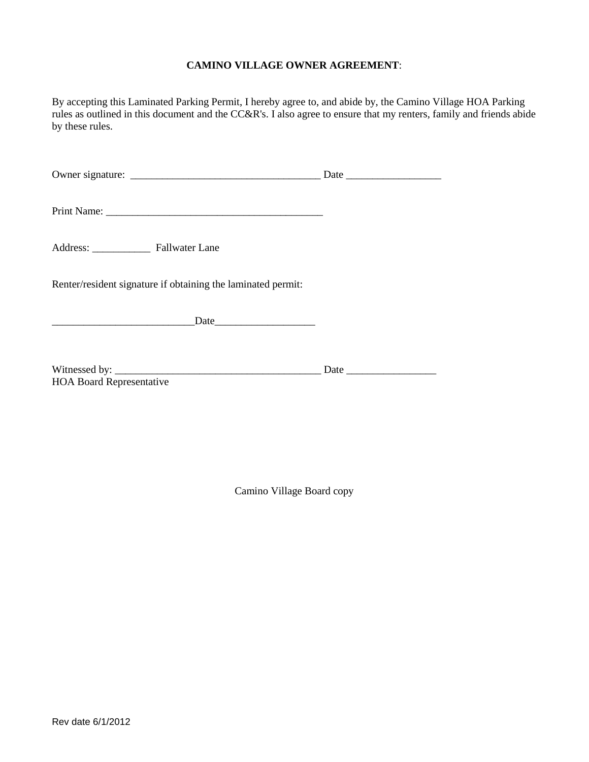**CAMINO VILLAGE OWNER AGREEMENT**:

By accepting this Laminated Parking Permit, I hereby agree to, and abide by, the Camino Village HOA Parking rules as outlined in this document and the CC&R's. I also agree to ensure that my renters, family and friends abide by these rules.

Owner signature: _____________________________________ Date __________________

Print Name: __________________________________________

Address: ___________ Fallwater Lane

Renter/resident signature if obtaining the laminated permit:

___________________________Date___________________

Witnessed by: _______________________________________ Date _________________
HOA Board Representative

Camino Village Board copy

Rev date 6/1/2012